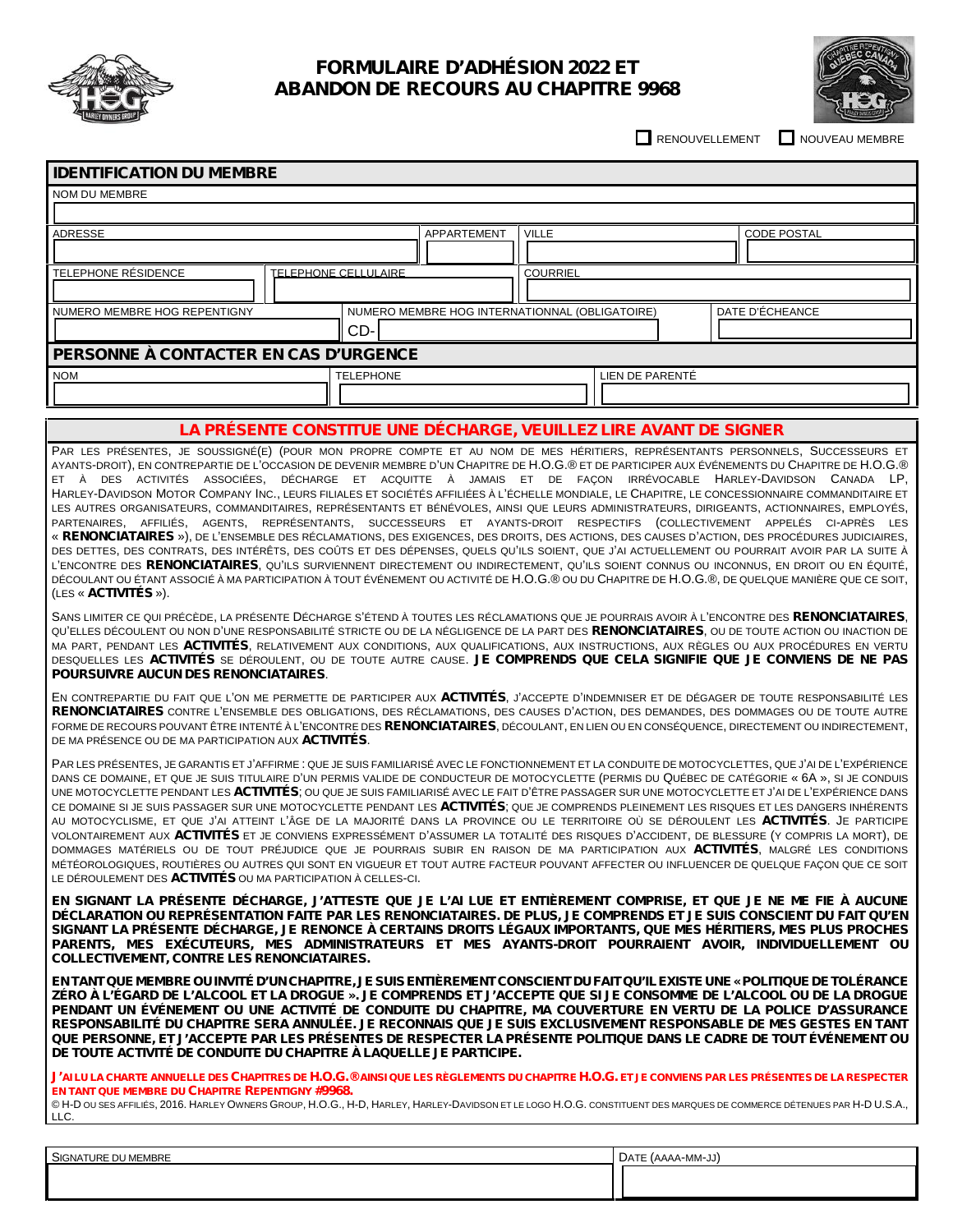# FORMULAIRE D'ADHÉSION 2022 ET ABANDON DE RECOURS AU CHAPITRE 9968

☐ RENOUVELLEMENT ☐ NOUVEAU MEMBRE

## IDENTIFICATION DU MEMBRE

| NOM DU MEMBRE | | | |
|---|---|---|---|
| | | | |

| ADRESSE | APPARTEMENT | VILLE | CODE POSTAL |
|---|---|---|---|
| | | | |

| TELEPHONE RÉSIDENCE | TELEPHONE CELLULAIRE | COURRIEL |
|---|---|---|
| | | |

| NUMERO MEMBRE HOG REPENTIGNY | NUMERO MEMBRE HOG INTERNATIONAL (OBLIGATOIRE) | DATE D'ÉCHEANCE |
|---|---|---|
| | CD- | |

## PERSONNE À CONTACTER EN CAS D'URGENCE

| NOM | TELEPHONE | LIEN DE PARENTÉ |
|---|---|---|
| | | |

## LA PRÉSENTE CONSTITUE UNE DÉCHARGE, VEUILLEZ LIRE AVANT DE SIGNER

PAR LES PRÉSENTES, JE SOUSSIGNÉ(E) (POUR MON PROPRE COMPTE ET AU NOM DE MES HÉRITIERS, REPRÉSENTANTS PERSONNELS, SUCCESSEURS ET AYANTS-DROIT), EN CONTREPARTIE DE L'OCCASION DE DEVENIR MEMBRE D'UN CHAPITRE DE H.O.G.® ET DE PARTICIPER AUX ÉVÉNEMENTS DU CHAPITRE DE H.O.G.® ET À DES ACTIVITÉS ASSOCIÉES, DÉCHARGE ET ACQUITTE À JAMAIS ET DE FAÇON IRRÉVOCABLE HARLEY-DAVIDSON CANADA LP, HARLEY-DAVIDSON MOTOR COMPANY INC., LEURS FILIALES ET SOCIÉTÉS AFFILIÉES À L'ÉCHELLE MONDIALE, LE CHAPITRE, LE CONCESSIONNAIRE COMMANDITAIRE ET LES AUTRES ORGANISATEURS, COMMANDITAIRES, REPRÉSENTANTS ET BÉNÉVOLES, AINSI QUE LEURS ADMINISTRATEURS, DIRIGEANTS, ACTIONNAIRES, EMPLOYÉS, PARTENAIRES, AFFILIÉS, AGENTS, REPRÉSENTANTS, SUCCESSEURS ET AYANTS-DROIT RESPECTIFS (COLLECTIVEMENT APPELÉS CI-APRÈS LES « **RENONCIATAIRES** »), DE L'ENSEMBLE DES RÉCLAMATIONS, DES EXIGENCES, DES DROITS, DES ACTIONS, DES CAUSES D'ACTION, DES PROCÉDURES JUDICIAIRES, DES DETTES, DES CONTRATS, DES INTÉRÊTS, DES COÛTS ET DES DÉPENSES, QUELS QU'ILS SOIENT, QUE J'AI ACTUELLEMENT OU POURRAIT AVOIR PAR LA SUITE À L'ENCONTRE DES **RENONCIATAIRES**, QU'ILS SURVIENNENT DIRECTEMENT OU INDIRECTEMENT, QU'ILS SOIENT CONNUS OU INCONNUS, EN DROIT OU EN ÉQUITÉ, DÉCOULANT OU ÉTANT ASSOCIÉ À MA PARTICIPATION À TOUT ÉVÉNEMENT OU ACTIVITÉ DE H.O.G.® OU DU CHAPITRE DE H.O.G.®, DE QUELQUE MANIÈRE QUE CE SOIT, (LES « **ACTIVITÉS** »).

SANS LIMITER CE QUI PRÉCÈDE, LA PRÉSENTE DÉCHARGE S'ÉTEND À TOUTES LES RÉCLAMATIONS QUE JE POURRAIS AVOIR À L'ENCONTRE DES **RENONCIATAIRES**, QU'ELLES DÉCOULENT OU NON D'UNE RESPONSABILITÉ STRICTE OU DE LA NÉGLIGENCE DE LA PART DES **RENONCIATAIRES**, OU DE TOUTE ACTION OU INACTION DE MA PART, PENDANT LES **ACTIVITÉS**, RELATIVEMENT AUX CONDITIONS, AUX QUALIFICATIONS, AUX INSTRUCTIONS, AUX RÈGLES OU AUX PROCÉDURES EN VERTU DESQUELLES LES **ACTIVITÉS** SE DÉROULENT, OU DE TOUTE AUTRE CAUSE. **JE COMPRENDS QUE CELA SIGNIFIE QUE JE CONVIENS DE NE PAS POURSUIVRE AUCUN DES RENONCIATAIRES**.

EN CONTREPARTIE DU FAIT QUE L'ON ME PERMETTE DE PARTICIPER AUX **ACTIVITÉS**, J'ACCEPTE D'INDEMNISER ET DE DÉGAGER DE TOUTE RESPONSABILITÉ LES **RENONCIATAIRES** CONTRE L'ENSEMBLE DES OBLIGATIONS, DES RÉCLAMATIONS, DES CAUSES D'ACTION, DES DEMANDES, DES DOMMAGES OU DE TOUTE AUTRE FORME DE RECOURS POUVANT ÊTRE INTENTÉ À L'ENCONTRE DES **RENONCIATAIRES**, DÉCOULANT, EN LIEN OU EN CONSÉQUENCE, DIRECTEMENT OU INDIRECTEMENT, DE MA PRÉSENCE OU DE MA PARTICIPATION AUX **ACTIVITÉS**.

PAR LES PRÉSENTES, JE GARANTIS ET J'AFFIRME : QUE JE SUIS FAMILIARISÉ AVEC LE FONCTIONNEMENT ET LA CONDUITE DE MOTOCYCLETTES, QUE J'AI DE L'EXPÉRIENCE DANS CE DOMAINE, ET QUE JE SUIS TITULAIRE D'UN PERMIS VALIDE DE CONDUCTEUR DE MOTOCYCLETTE (PERMIS DU QUÉBEC DE CATÉGORIE « 6A », SI JE CONDUIS UNE MOTOCYCLETTE PENDANT LES **ACTIVITÉS**; OU QUE JE SUIS FAMILIARISÉ AVEC LE FAIT D'ÊTRE PASSAGER SUR UNE MOTOCYCLETTE ET J'AI DE L'EXPÉRIENCE DANS CE DOMAINE SI JE SUIS PASSAGER SUR UNE MOTOCYCLETTE PENDANT LES **ACTIVITÉS**; QUE JE COMPRENDS PLEINEMENT LES RISQUES ET LES DANGERS INHÉRENTS AU MOTOCYCLISME, ET QUE J'AI ATTEINT L'ÂGE DE LA MAJORITÉ DANS LA PROVINCE OU LE TERRITOIRE OÙ SE DÉROULENT LES **ACTIVITÉS**. JE PARTICIPE VOLONTAIREMENT AUX **ACTIVITÉS** ET JE CONVIENS EXPRESSÉMENT D'ASSUMER LA TOTALITÉ DES RISQUES D'ACCIDENT, DE BLESSURE (Y COMPRIS LA MORT), DE DOMMAGES MATÉRIELS OU DE TOUT PRÉJUDICE QUE JE POURRAIS SUBIR EN RAISON DE MA PARTICIPATION AUX **ACTIVITÉS**, MALGRÉ LES CONDITIONS MÉTÉOROLOGIQUES, ROUTIÈRES OU AUTRES QUI SONT EN VIGUEUR ET TOUT AUTRE FACTEUR POUVANT AFFECTER OU INFLUENCER DE QUELQUE FAÇON QUE CE SOIT LE DÉROULEMENT DES **ACTIVITÉS** OU MA PARTICIPATION À CELLES-CI.

**EN SIGNANT LA PRÉSENTE DÉCHARGE, J'ATTESTE QUE JE L'AI LUE ET ENTIÈREMENT COMPRISE, ET QUE JE NE ME FIE À AUCUNE DÉCLARATION OU REPRÉSENTATION FAITE PAR LES RENONCIATAIRES. DE PLUS, JE COMPRENDS ET JE SUIS CONSCIENT DU FAIT QU'EN SIGNANT LA PRÉSENTE DÉCHARGE, JE RENONCE À CERTAINS DROITS LÉGAUX IMPORTANTS, QUE MES HÉRITIERS, MES PLUS PROCHES PARENTS, MES EXÉCUTEURS, MES ADMINISTRATEURS ET MES AYANTS-DROIT POURRAIENT AVOIR, INDIVIDUELLEMENT OU COLLECTIVEMENT, CONTRE LES RENONCIATAIRES.**

**EN TANT QUE MEMBRE OU INVITÉ D'UN CHAPITRE, JE SUIS ENTIÈREMENT CONSCIENT DU FAIT QU'IL EXISTE UNE « POLITIQUE DE TOLÉRANCE ZÉRO À L'ÉGARD DE L'ALCOOL ET LA DROGUE ». JE COMPRENDS ET J'ACCEPTE QUE SI JE CONSOMME DE L'ALCOOL OU DE LA DROGUE PENDANT UN ÉVÉNEMENT OU UNE ACTIVITÉ DE CONDUITE DU CHAPITRE, MA COUVERTURE EN VERTU DE LA POLICE D'ASSURANCE RESPONSABILITÉ DU CHAPITRE SERA ANNULÉE. JE RECONNAIS QUE JE SUIS EXCLUSIVEMENT RESPONSABLE DE MES GESTES EN TANT QUE PERSONNE, ET J'ACCEPTE PAR LES PRÉSENTES DE RESPECTER LA PRÉSENTE POLITIQUE DANS LE CADRE DE TOUT ÉVÉNEMENT OU DE TOUTE ACTIVITÉ DE CONDUITE DU CHAPITRE À LAQUELLE JE PARTICIPE.**

**J'AI LU LA CHARTE ANNUELLE DES CHAPITRES DE H.O.G.® AINSI QUE LES RÈGLEMENTS DU CHAPITRE H.O.G. ET JE CONVIENS PAR LES PRÉSENTES DE LA RESPECTER EN TANT QUE MEMBRE DU CHAPITRE REPENTIGNY #9968.**

© H-D OU SES AFFILIÉS, 2016. HARLEY OWNERS GROUP, H.O.G., H-D, HARLEY, HARLEY-DAVIDSON ET LE LOGO H.O.G. CONSTITUENT DES MARQUES DE COMMERCE DÉTENUES PAR H-D U.S.A., LLC.

| SIGNATURE DU MEMBRE | DATE (AAAA-MM-JJ) |
|---|---|
| | |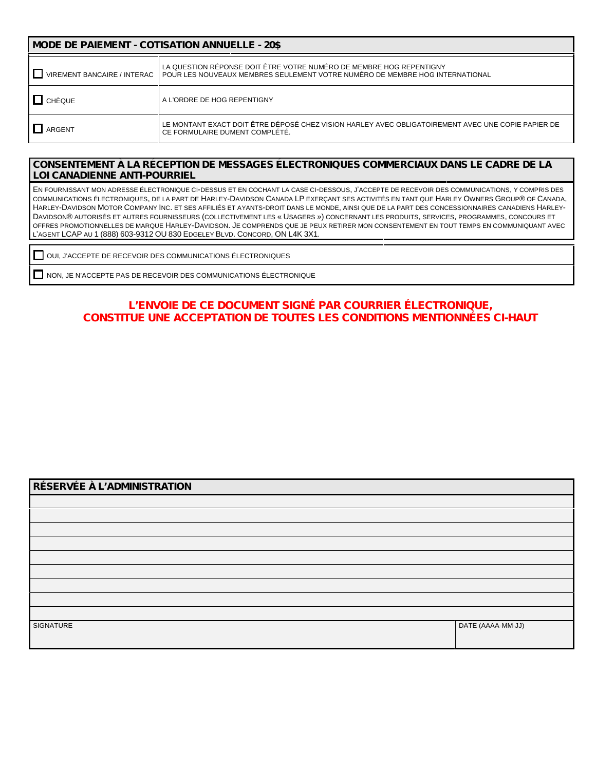## MODE DE PAIEMENT - COTISATION ANNUELLE - 20$

| | |
|---|---|
| ☐ VIREMENT BANCAIRE / INTERAC | LA QUESTION RÉPONSE DOIT ÊTRE VOTRE NUMÉRO DE MEMBRE HOG REPENTIGNY<br>POUR LES NOUVEAUX MEMBRES SEULEMENT VOTRE NUMÉRO DE MEMBRE HOG INTERNATIONAL |
| ☐ CHÈQUE | A L'ORDRE DE HOG REPENTIGNY |
| ☐ ARGENT | LE MONTANT EXACT DOIT ÊTRE DÉPOSÉ CHEZ VISION HARLEY AVEC OBLIGATOIREMENT AVEC UNE COPIE PAPIER DE CE FORMULAIRE DUMENT COMPLÉTÉ. |

## CONSENTEMENT À LA RÉCEPTION DE MESSAGES ÉLECTRONIQUES COMMERCIAUX DANS LE CADRE DE LA LOI CANADIENNE ANTI-POURRIEL

EN FOURNISSANT MON ADRESSE ÉLECTRONIQUE CI-DESSUS ET EN COCHANT LA CASE CI-DESSOUS, J'ACCEPTE DE RECEVOIR DES COMMUNICATIONS, Y COMPRIS DES COMMUNICATIONS ÉLECTRONIQUES, DE LA PART DE HARLEY-DAVIDSON CANADA LP EXERÇANT SES ACTIVITÉS EN TANT QUE HARLEY OWNERS GROUP® OF CANADA, HARLEY-DAVIDSON MOTOR COMPANY INC. ET SES AFFILIÉS ET AYANTS-DROIT DANS LE MONDE, AINSI QUE DE LA PART DES CONCESSIONNAIRES CANADIENS HARLEY-DAVIDSON® AUTORISÉS ET AUTRES FOURNISSEURS (COLLECTIVEMENT LES « USAGERS ») CONCERNANT LES PRODUITS, SERVICES, PROGRAMMES, CONCOURS ET OFFRES PROMOTIONNELLES DE MARQUE HARLEY-DAVIDSON. JE COMPRENDS QUE JE PEUX RETIRER MON CONSENTEMENT EN TOUT TEMPS EN COMMUNIQUANT AVEC L'AGENT LCAP AU 1 (888) 603-9312 OU 830 EDGELEY BLVD. CONCORD, ON L4K 3X1.

☐ OUI, J'ACCEPTE DE RECEVOIR DES COMMUNICATIONS ÉLECTRONIQUES

☐ NON, JE N'ACCEPTE PAS DE RECEVOIR DES COMMUNICATIONS ÉLECTRONIQUE

**L'ENVOIE DE CE DOCUMENT SIGNÉ PAR COURRIER ÉLECTRONIQUE, CONSTITUE UNE ACCEPTATION DE TOUTES LES CONDITIONS MENTIONNÉES CI-HAUT**

## RÉSERVÉE À L'ADMINISTRATION

| | |
|---|---|
| SIGNATURE | DATE (AAAA-MM-JJ) |